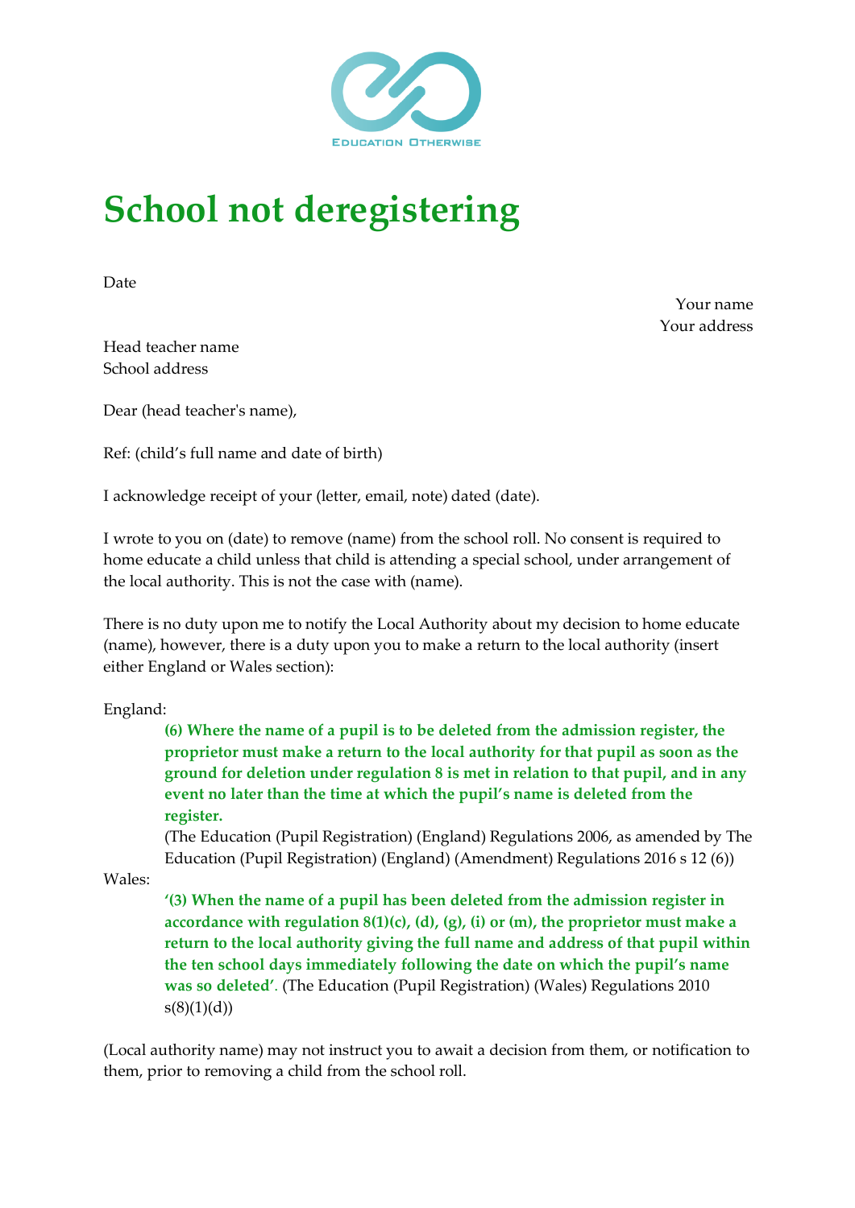EDUCATION OTHERWISE

# School not deregistering

Date

Your name
Your address

Head teacher name
School address

Dear (head teacher's name),

Ref: (child's full name and date of birth)

I acknowledge receipt of your (letter, email, note) dated (date).

I wrote to you on (date) to remove (name) from the school roll. No consent is required to home educate a child unless that child is attending a special school, under arrangement of the local authority. This is not the case with (name).

There is no duty upon me to notify the Local Authority about my decision to home educate (name), however, there is a duty upon you to make a return to the local authority (insert either England or Wales section):

England:

> **(6) Where the name of a pupil is to be deleted from the admission register, the proprietor must make a return to the local authority for that pupil as soon as the ground for deletion under regulation 8 is met in relation to that pupil, and in any event no later than the time at which the pupil's name is deleted from the register.**
> (The Education (Pupil Registration) (England) Regulations 2006, as amended by The Education (Pupil Registration) (England) (Amendment) Regulations 2016 s 12 (6))

Wales:

> **'(3) When the name of a pupil has been deleted from the admission register in accordance with regulation 8(1)(c), (d), (g), (i) or (m), the proprietor must make a return to the local authority giving the full name and address of that pupil within the ten school days immediately following the date on which the pupil's name was so deleted'.** (The Education (Pupil Registration) (Wales) Regulations 2010 s(8)(1)(d))

(Local authority name) may not instruct you to await a decision from them, or notification to them, prior to removing a child from the school roll.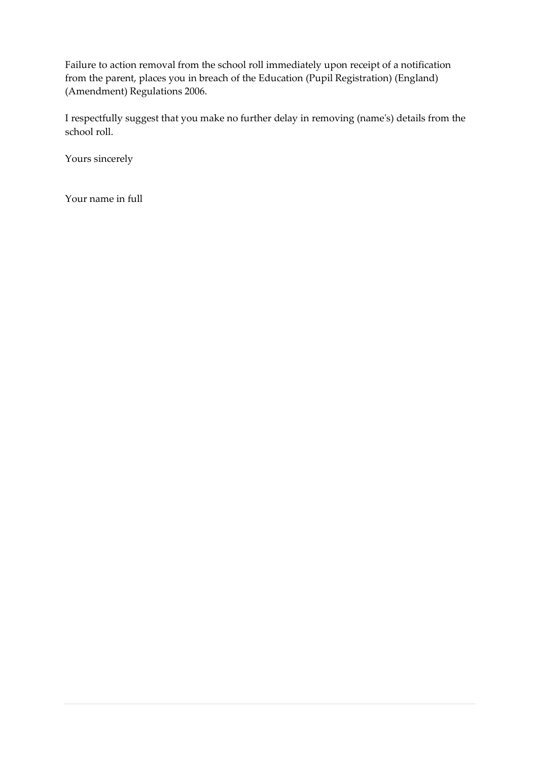Failure to action removal from the school roll immediately upon receipt of a notification from the parent, places you in breach of the Education (Pupil Registration) (England) (Amendment) Regulations 2006.

I respectfully suggest that you make no further delay in removing (name's) details from the school roll.

Yours sincerely

Your name in full